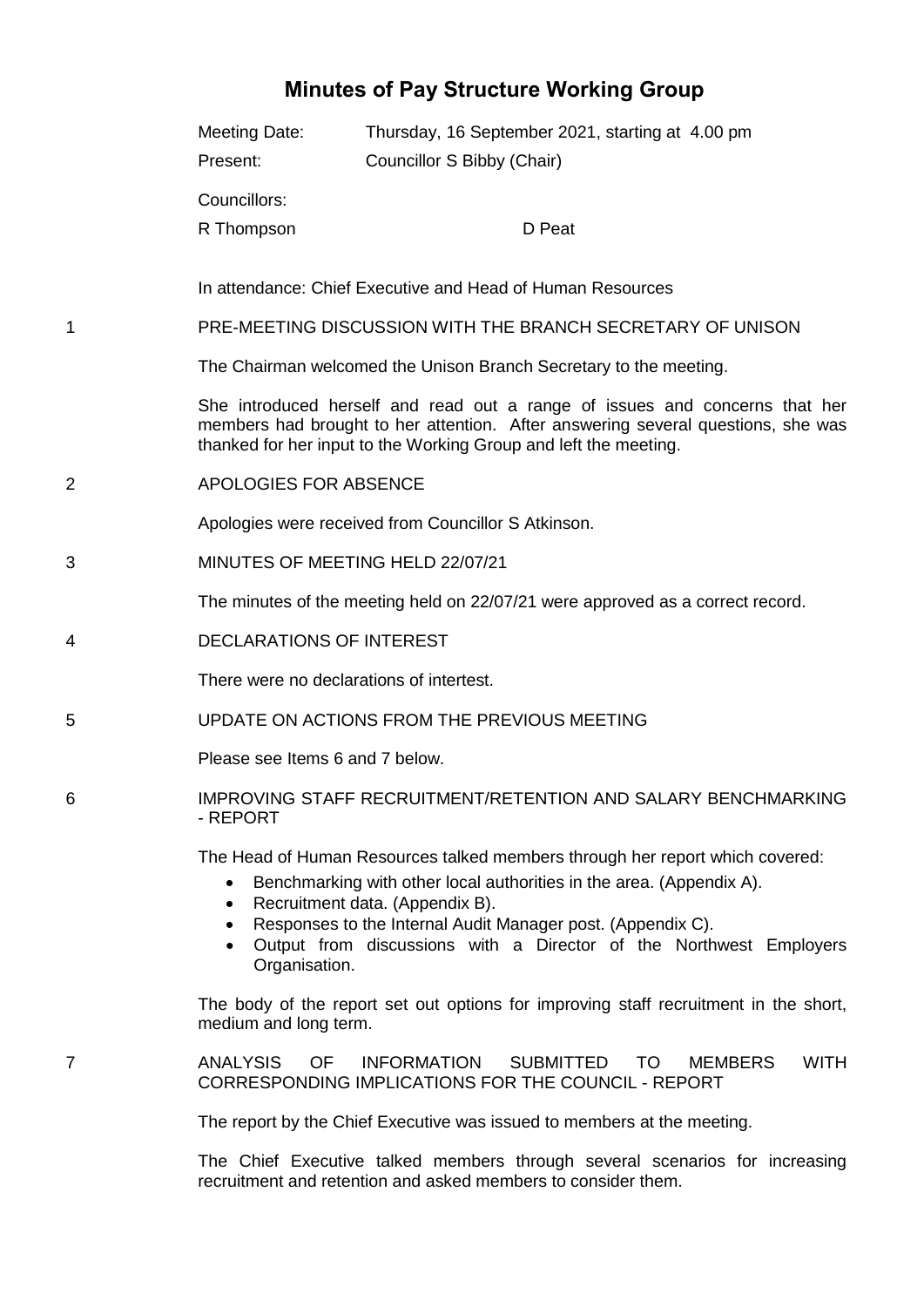# Minutes of Pay Structure Working Group

Meeting Date: Thursday, 16 September 2021, starting at 4.00 pm

Present: Councillor S Bibby (Chair)

Councillors:

R Thompson D Peat

In attendance: Chief Executive and Head of Human Resources

## 1 PRE-MEETING DISCUSSION WITH THE BRANCH SECRETARY OF UNISON

The Chairman welcomed the Unison Branch Secretary to the meeting.

She introduced herself and read out a range of issues and concerns that her members had brought to her attention. After answering several questions, she was thanked for her input to the Working Group and left the meeting.

## 2 APOLOGIES FOR ABSENCE

Apologies were received from Councillor S Atkinson.

## 3 MINUTES OF MEETING HELD 22/07/21

The minutes of the meeting held on 22/07/21 were approved as a correct record.

## 4 DECLARATIONS OF INTEREST

There were no declarations of intertest.

## 5 UPDATE ON ACTIONS FROM THE PREVIOUS MEETING

Please see Items 6 and 7 below.

## 6 IMPROVING STAFF RECRUITMENT/RETENTION AND SALARY BENCHMARKING - REPORT

The Head of Human Resources talked members through her report which covered:

- Benchmarking with other local authorities in the area. (Appendix A).
- Recruitment data. (Appendix B).
- Responses to the Internal Audit Manager post. (Appendix C).
- Output from discussions with a Director of the Northwest Employers Organisation.

The body of the report set out options for improving staff recruitment in the short, medium and long term.

## 7 ANALYSIS OF INFORMATION SUBMITTED TO MEMBERS WITH CORRESPONDING IMPLICATIONS FOR THE COUNCIL - REPORT

The report by the Chief Executive was issued to members at the meeting.

The Chief Executive talked members through several scenarios for increasing recruitment and retention and asked members to consider them.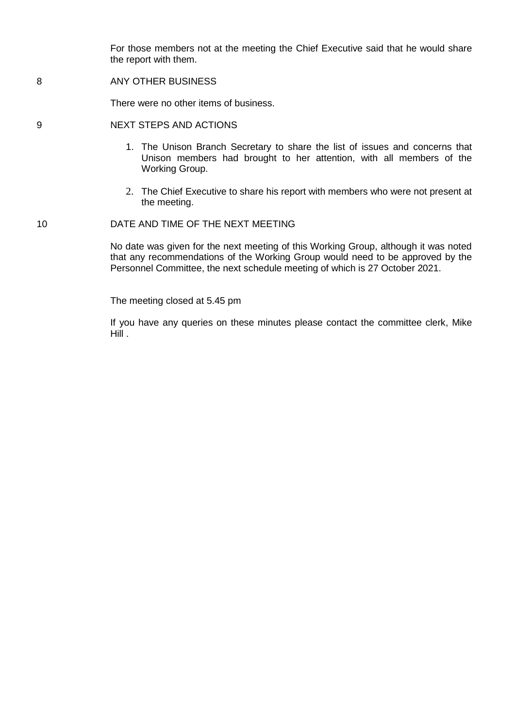For those members not at the meeting the Chief Executive said that he would share the report with them.

## 8 ANY OTHER BUSINESS

There were no other items of business.

## 9 NEXT STEPS AND ACTIONS

1. The Unison Branch Secretary to share the list of issues and concerns that Unison members had brought to her attention, with all members of the Working Group.

2. The Chief Executive to share his report with members who were not present at the meeting.

## 10 DATE AND TIME OF THE NEXT MEETING

No date was given for the next meeting of this Working Group, although it was noted that any recommendations of the Working Group would need to be approved by the Personnel Committee, the next schedule meeting of which is 27 October 2021.

The meeting closed at 5.45 pm

If you have any queries on these minutes please contact the committee clerk, Mike Hill .